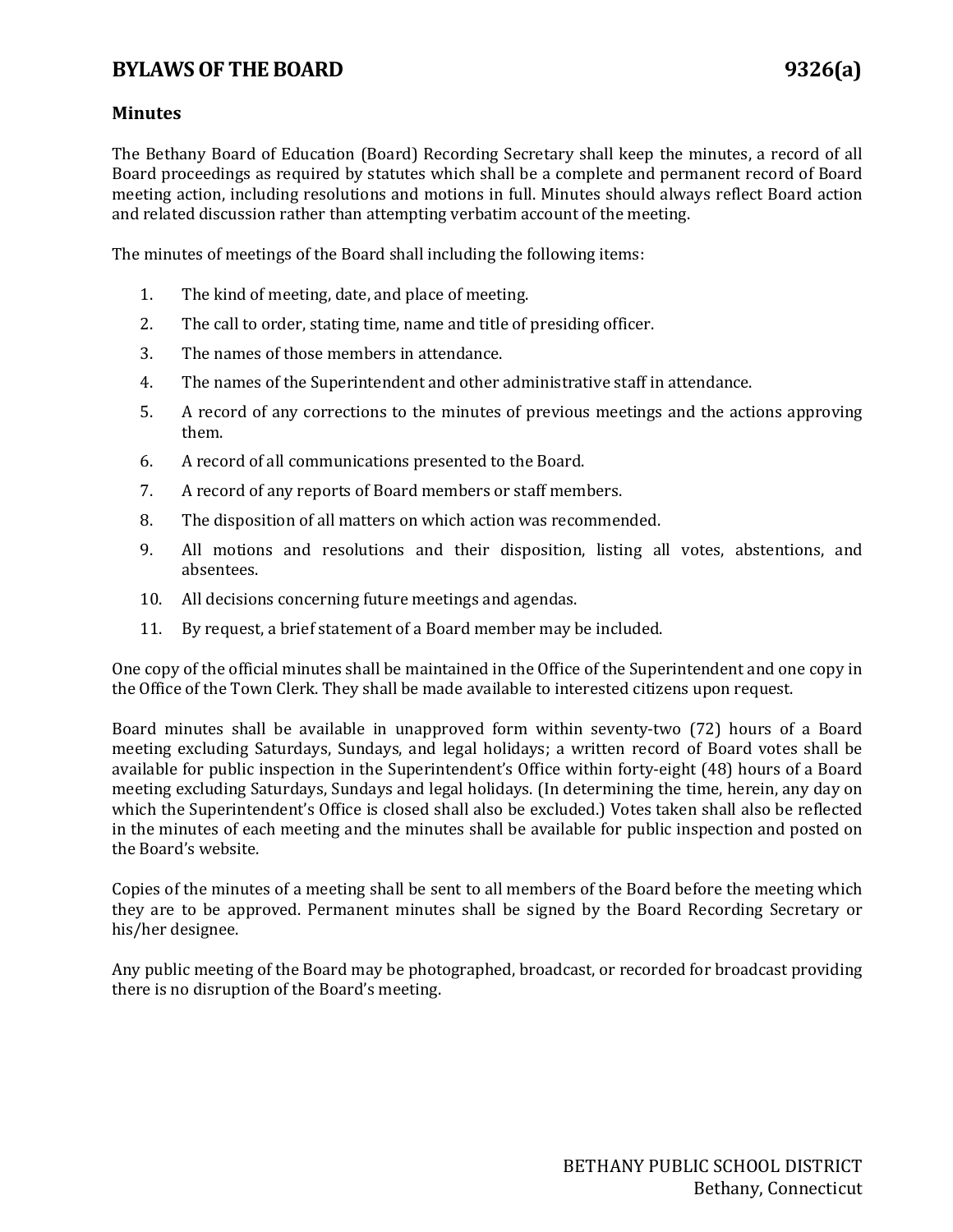# BYLAWS OF THE BOARD 9326(a)

## Minutes

The Bethany Board of Education (Board) Recording Secretary shall keep the minutes, a record of all Board proceedings as required by statutes which shall be a complete and permanent record of Board meeting action, including resolutions and motions in full. Minutes should always reflect Board action and related discussion rather than attempting verbatim account of the meeting.

The minutes of meetings of the Board shall including the following items:

1. The kind of meeting, date, and place of meeting.
2. The call to order, stating time, name and title of presiding officer.
3. The names of those members in attendance.
4. The names of the Superintendent and other administrative staff in attendance.
5. A record of any corrections to the minutes of previous meetings and the actions approving them.
6. A record of all communications presented to the Board.
7. A record of any reports of Board members or staff members.
8. The disposition of all matters on which action was recommended.
9. All motions and resolutions and their disposition, listing all votes, abstentions, and absentees.
10. All decisions concerning future meetings and agendas.
11. By request, a brief statement of a Board member may be included.

One copy of the official minutes shall be maintained in the Office of the Superintendent and one copy in the Office of the Town Clerk. They shall be made available to interested citizens upon request.

Board minutes shall be available in unapproved form within seventy-two (72) hours of a Board meeting excluding Saturdays, Sundays, and legal holidays; a written record of Board votes shall be available for public inspection in the Superintendent's Office within forty-eight (48) hours of a Board meeting excluding Saturdays, Sundays and legal holidays. (In determining the time, herein, any day on which the Superintendent's Office is closed shall also be excluded.) Votes taken shall also be reflected in the minutes of each meeting and the minutes shall be available for public inspection and posted on the Board's website.

Copies of the minutes of a meeting shall be sent to all members of the Board before the meeting which they are to be approved. Permanent minutes shall be signed by the Board Recording Secretary or his/her designee.

Any public meeting of the Board may be photographed, broadcast, or recorded for broadcast providing there is no disruption of the Board's meeting.

BETHANY PUBLIC SCHOOL DISTRICT
Bethany, Connecticut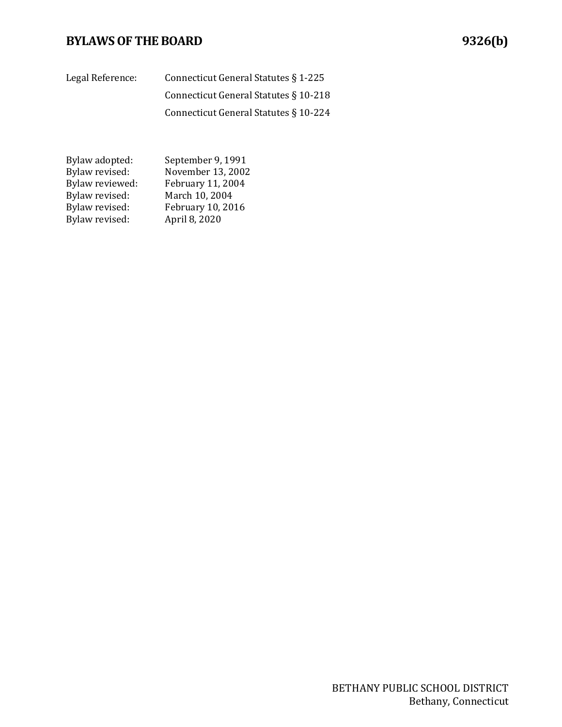Legal Reference: Connecticut General Statutes § 1-225

Connecticut General Statutes § 10-218

Connecticut General Statutes § 10-224

| | |
|---|---|
| Bylaw adopted: | September 9, 1991 |
| Bylaw revised: | November 13, 2002 |
| Bylaw reviewed: | February 11, 2004 |
| Bylaw revised: | March 10, 2004 |
| Bylaw revised: | February 10, 2016 |
| Bylaw revised: | April 8, 2020 |